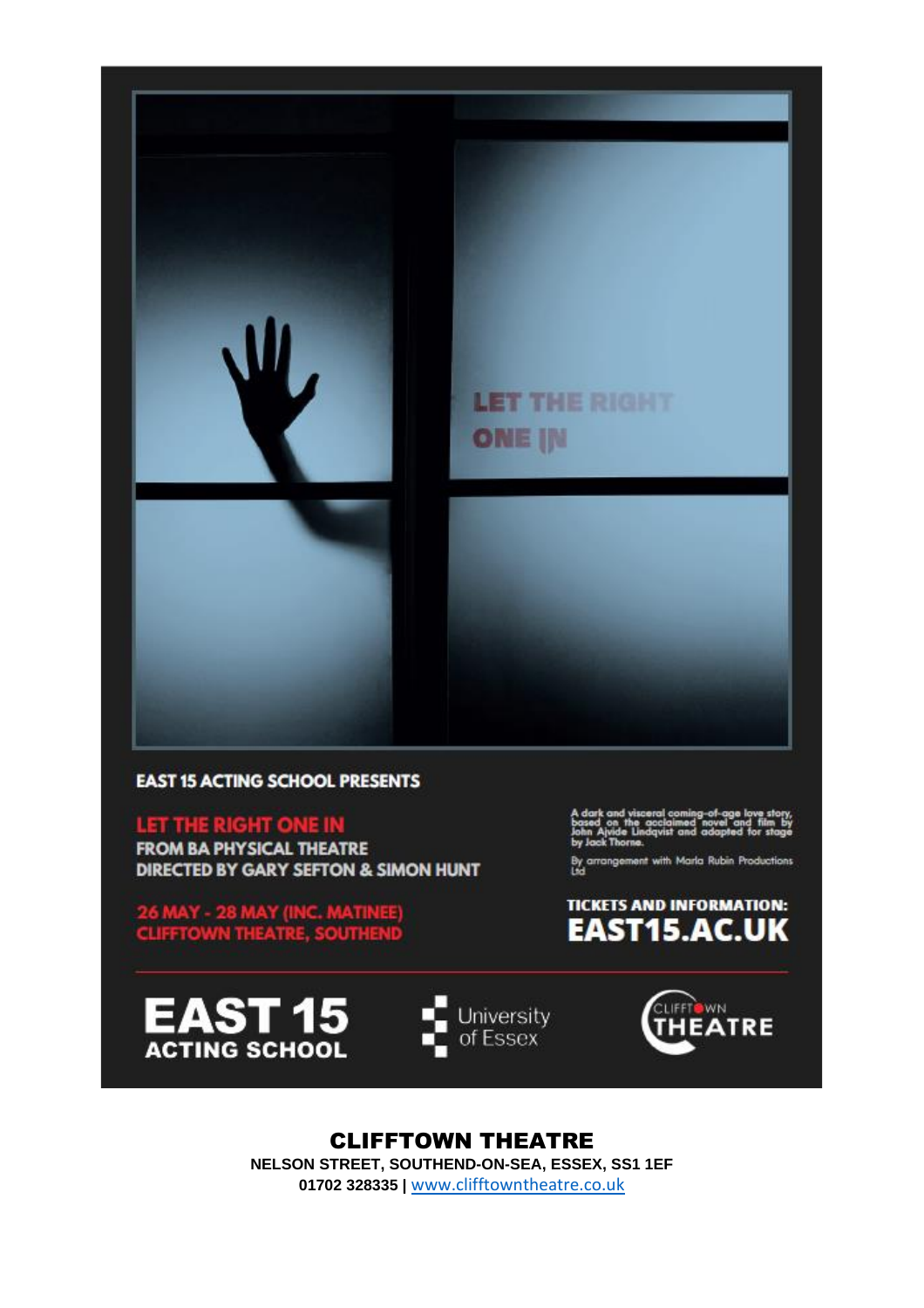LET THE RIGHT ONE IN

EAST 15 ACTING SCHOOL PRESENTS

**LET THE RIGHT ONE IN**
FROM BA PHYSICAL THEATRE
DIRECTED BY GARY SEFTON & SIMON HUNT

26 MAY - 28 MAY (INC. MATINEE)
CLIFFTOWN THEATRE, SOUTHEND

A dark and visceral coming-of-age love story, based on the acclaimed novel and film by John Ajvide Lindqvist and adapted for stage by Jack Thorne.

By arrangement with Marla Rubin Productions Ltd

TICKETS AND INFORMATION:
**EAST15.AC.UK**

EAST 15 ACTING SCHOOL | University of Essex | CLIFFTOWN THEATRE

## CLIFFTOWN THEATRE

**NELSON STREET, SOUTHEND-ON-SEA, ESSEX, SS1 1EF**
**01702 328335 |** www.clifftowntheatre.co.uk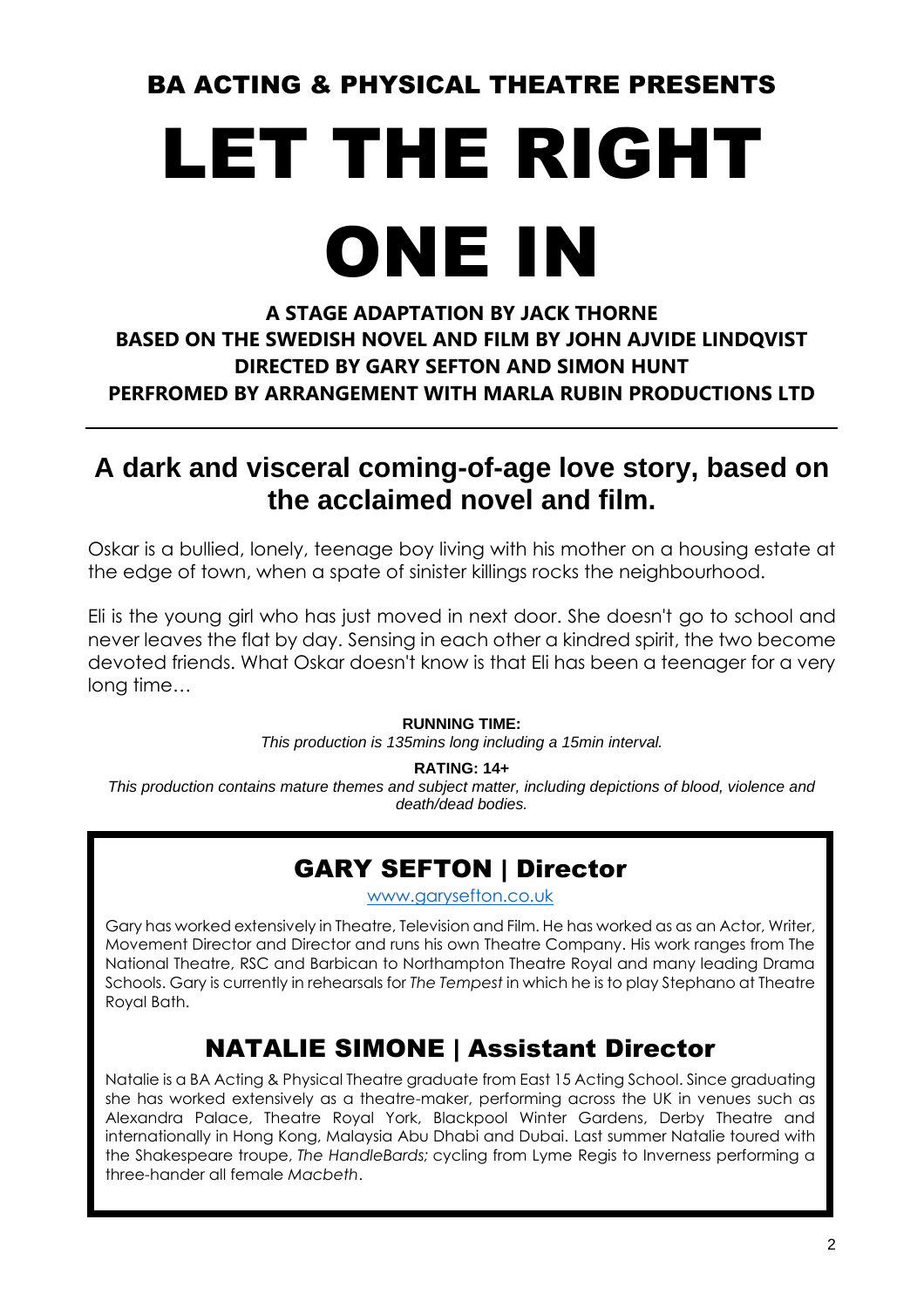## BA ACTING & PHYSICAL THEATRE PRESENTS

# LET THE RIGHT ONE IN

**A STAGE ADAPTATION BY JACK THORNE**
**BASED ON THE SWEDISH NOVEL AND FILM BY JOHN AJVIDE LINDQVIST**
**DIRECTED BY GARY SEFTON AND SIMON HUNT**
**PERFROMED BY ARRANGEMENT WITH MARLA RUBIN PRODUCTIONS LTD**

---

## A dark and visceral coming-of-age love story, based on the acclaimed novel and film.

Oskar is a bullied, lonely, teenage boy living with his mother on a housing estate at the edge of town, when a spate of sinister killings rocks the neighbourhood.

Eli is the young girl who has just moved in next door. She doesn't go to school and never leaves the flat by day. Sensing in each other a kindred spirit, the two become devoted friends. What Oskar doesn't know is that Eli has been a teenager for a very long time…

**RUNNING TIME:**
*This production is 135mins long including a 15min interval.*

**RATING: 14+**
*This production contains mature themes and subject matter, including depictions of blood, violence and death/dead bodies.*

## GARY SEFTON | Director

www.garysefton.co.uk

Gary has worked extensively in Theatre, Television and Film. He has worked as as an Actor, Writer, Movement Director and Director and runs his own Theatre Company. His work ranges from The National Theatre, RSC and Barbican to Northampton Theatre Royal and many leading Drama Schools. Gary is currently in rehearsals for *The Tempest* in which he is to play Stephano at Theatre Royal Bath.

## NATALIE SIMONE | Assistant Director

Natalie is a BA Acting & Physical Theatre graduate from East 15 Acting School. Since graduating she has worked extensively as a theatre-maker, performing across the UK in venues such as Alexandra Palace, Theatre Royal York, Blackpool Winter Gardens, Derby Theatre and internationally in Hong Kong, Malaysia Abu Dhabi and Dubai. Last summer Natalie toured with the Shakespeare troupe, *The HandleBards;* cycling from Lyme Regis to Inverness performing a three-hander all female *Macbeth*.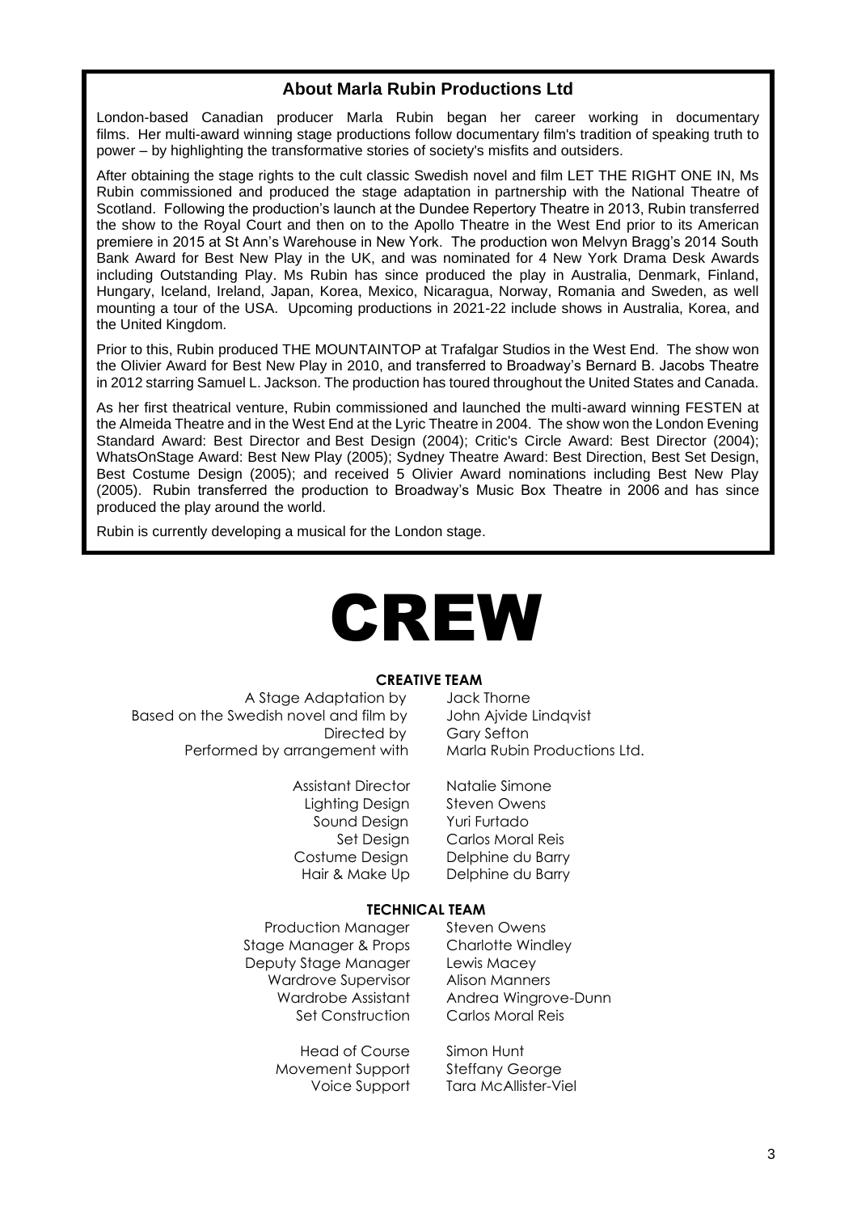## About Marla Rubin Productions Ltd

London-based Canadian producer Marla Rubin began her career working in documentary films. Her multi-award winning stage productions follow documentary film's tradition of speaking truth to power – by highlighting the transformative stories of society's misfits and outsiders.

After obtaining the stage rights to the cult classic Swedish novel and film LET THE RIGHT ONE IN, Ms Rubin commissioned and produced the stage adaptation in partnership with the National Theatre of Scotland. Following the production's launch at the Dundee Repertory Theatre in 2013, Rubin transferred the show to the Royal Court and then on to the Apollo Theatre in the West End prior to its American premiere in 2015 at St Ann's Warehouse in New York. The production won Melvyn Bragg's 2014 South Bank Award for Best New Play in the UK, and was nominated for 4 New York Drama Desk Awards including Outstanding Play. Ms Rubin has since produced the play in Australia, Denmark, Finland, Hungary, Iceland, Ireland, Japan, Korea, Mexico, Nicaragua, Norway, Romania and Sweden, as well mounting a tour of the USA. Upcoming productions in 2021-22 include shows in Australia, Korea, and the United Kingdom.

Prior to this, Rubin produced THE MOUNTAINTOP at Trafalgar Studios in the West End. The show won the Olivier Award for Best New Play in 2010, and transferred to Broadway's Bernard B. Jacobs Theatre in 2012 starring Samuel L. Jackson. The production has toured throughout the United States and Canada.

As her first theatrical venture, Rubin commissioned and launched the multi-award winning FESTEN at the Almeida Theatre and in the West End at the Lyric Theatre in 2004. The show won the London Evening Standard Award: Best Director and Best Design (2004); Critic's Circle Award: Best Director (2004); WhatsOnStage Award: Best New Play (2005); Sydney Theatre Award: Best Direction, Best Set Design, Best Costume Design (2005); and received 5 Olivier Award nominations including Best New Play (2005). Rubin transferred the production to Broadway's Music Box Theatre in 2006 and has since produced the play around the world.

Rubin is currently developing a musical for the London stage.

# CREW

### CREATIVE TEAM

| | |
|---|---|
| A Stage Adaptation by | Jack Thorne |
| Based on the Swedish novel and film by | John Ajvide Lindqvist |
| Directed by | Gary Sefton |
| Performed by arrangement with | Marla Rubin Productions Ltd. |
| Assistant Director | Natalie Simone |
| Lighting Design | Steven Owens |
| Sound Design | Yuri Furtado |
| Set Design | Carlos Moral Reis |
| Costume Design | Delphine du Barry |
| Hair & Make Up | Delphine du Barry |

### TECHNICAL TEAM

| | |
|---|---|
| Production Manager | Steven Owens |
| Stage Manager & Props | Charlotte Windley |
| Deputy Stage Manager | Lewis Macey |
| Wardrove Supervisor | Alison Manners |
| Wardrobe Assistant | Andrea Wingrove-Dunn |
| Set Construction | Carlos Moral Reis |
| Head of Course | Simon Hunt |
| Movement Support | Steffany George |
| Voice Support | Tara McAllister-Viel |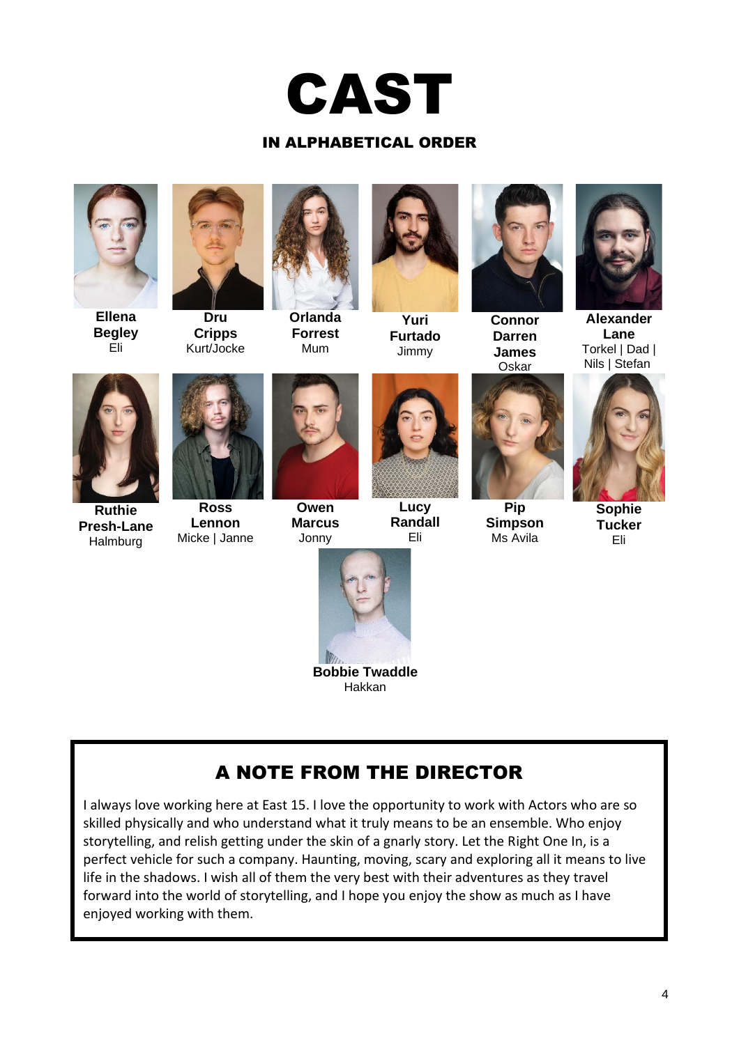# CAST

### IN ALPHABETICAL ORDER

**Ellena Begley**
Eli

**Dru Cripps**
Kurt/Jocke

**Orlanda Forrest**
Mum

**Yuri Furtado**
Jimmy

**Connor Darren James**
Oskar

**Alexander Lane**
Torkel | Dad | Nils | Stefan

**Ruthie Presh-Lane**
Halmburg

**Ross Lennon**
Micke | Janne

**Owen Marcus**
Jonny

**Lucy Randall**
Eli

**Pip Simpson**
Ms Avila

**Sophie Tucker**
Eli

**Bobbie Twaddle**
Hakkan

## A NOTE FROM THE DIRECTOR

I always love working here at East 15. I love the opportunity to work with Actors who are so skilled physically and who understand what it truly means to be an ensemble. Who enjoy storytelling, and relish getting under the skin of a gnarly story. Let the Right One In, is a perfect vehicle for such a company. Haunting, moving, scary and exploring all it means to live life in the shadows. I wish all of them the very best with their adventures as they travel forward into the world of storytelling, and I hope you enjoy the show as much as I have enjoyed working with them.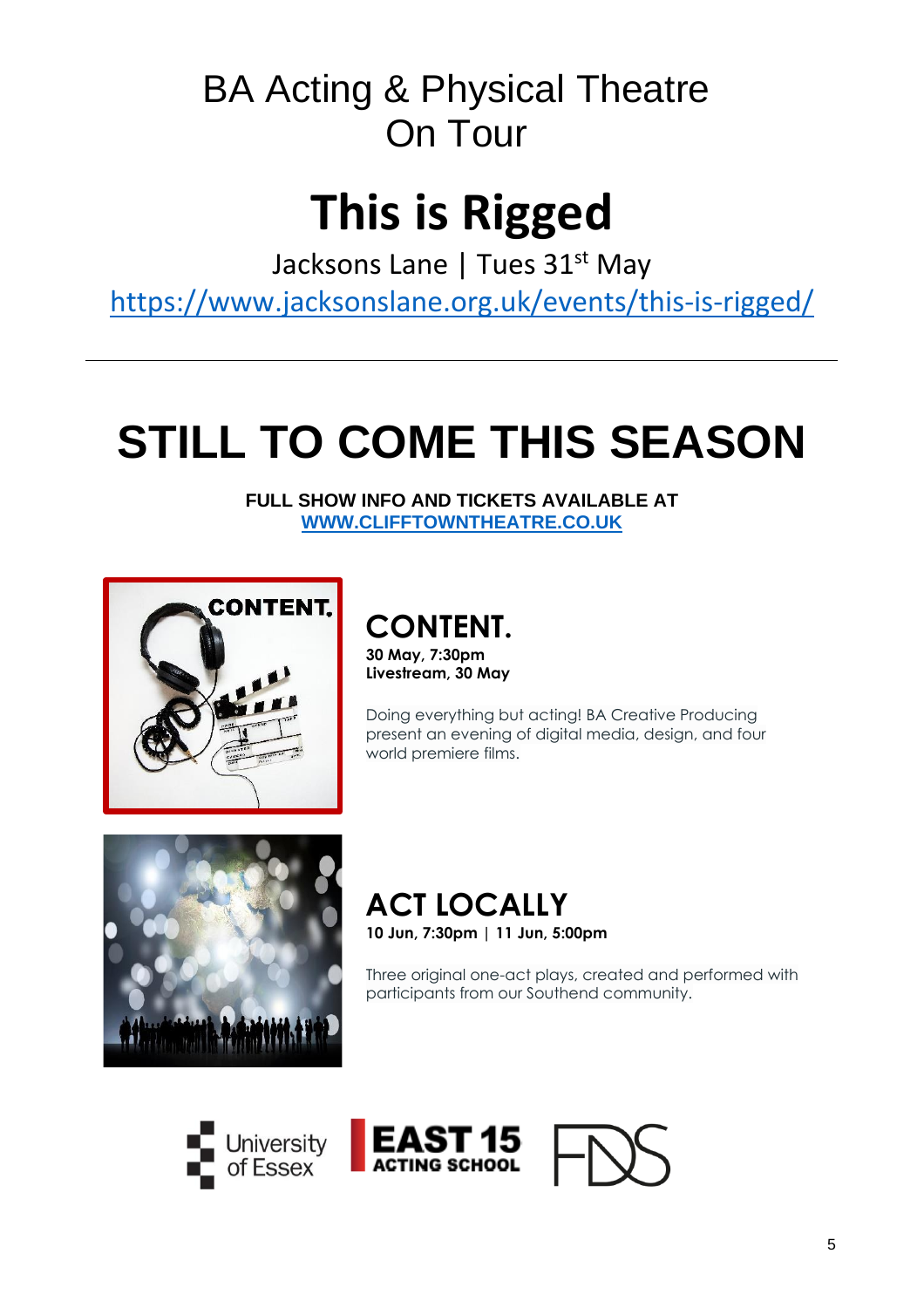BA Acting & Physical Theatre
On Tour

# This is Rigged

Jacksons Lane | Tues 31st May

https://www.jacksonslane.org.uk/events/this-is-rigged/

---

# STILL TO COME THIS SEASON

**FULL SHOW INFO AND TICKETS AVAILABLE AT**
**WWW.CLIFFTOWNTHEATRE.CO.UK**

## CONTENT.

**30 May, 7:30pm**
**Livestream, 30 May**

Doing everything but acting! BA Creative Producing present an evening of digital media, design, and four world premiere films.

## ACT LOCALLY

**10 Jun, 7:30pm | 11 Jun, 5:00pm**

Three original one-act plays, created and performed with participants from our Southend community.

University of Essex

EAST 15 ACTING SCHOOL

FDS